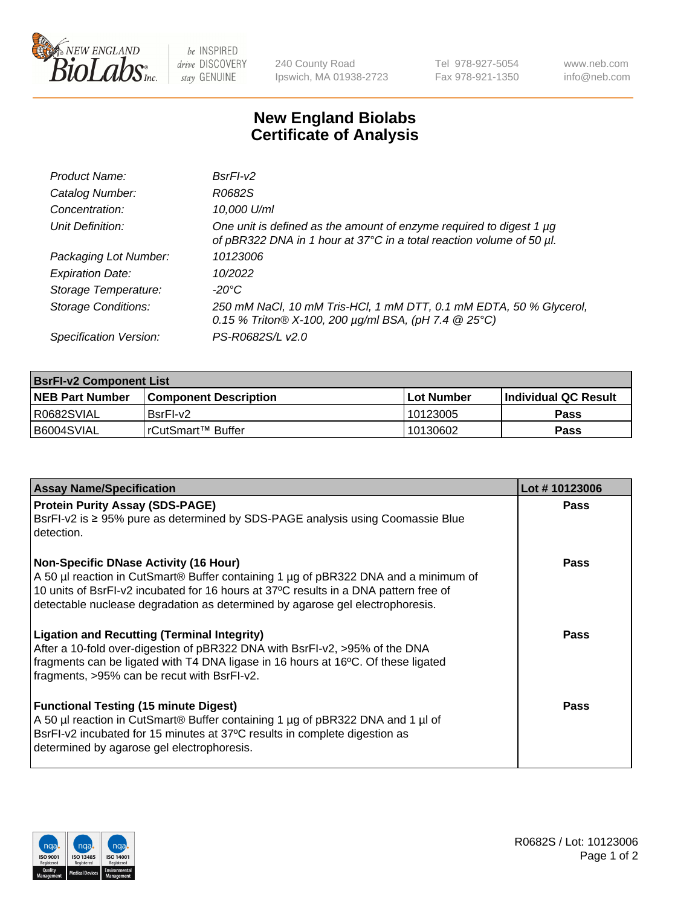# New England Biolabs Certificate of Analysis

| | |
|---|---|
| *Product Name:* | *BsrFI-v2* |
| *Catalog Number:* | *R0682S* |
| *Concentration:* | *10,000 U/ml* |
| *Unit Definition:* | *One unit is defined as the amount of enzyme required to digest 1 µg of pBR322 DNA in 1 hour at 37°C in a total reaction volume of 50 µl.* |
| *Packaging Lot Number:* | *10123006* |
| *Expiration Date:* | *10/2022* |
| *Storage Temperature:* | *-20°C* |
| *Storage Conditions:* | *250 mM NaCl, 10 mM Tris-HCl, 1 mM DTT, 0.1 mM EDTA, 50 % Glycerol, 0.15 % Triton® X-100, 200 µg/ml BSA, (pH 7.4 @ 25°C)* |
| *Specification Version:* | *PS-R0682S/L v2.0* |

| **BsrFI-v2 Component List** | | | |
|---|---|---|---|
| **NEB Part Number** | **Component Description** | **Lot Number** | **Individual QC Result** |
| R0682SVIAL | BsrFI-v2 | 10123005 | **Pass** |
| B6004SVIAL | rCutSmart™ Buffer | 10130602 | **Pass** |

| **Assay Name/Specification** | **Lot # 10123006** |
|---|---|
| **Protein Purity Assay (SDS-PAGE)**<br>BsrFI-v2 is ≥ 95% pure as determined by SDS-PAGE analysis using Coomassie Blue detection. | **Pass** |
| **Non-Specific DNase Activity (16 Hour)**<br>A 50 µl reaction in CutSmart® Buffer containing 1 µg of pBR322 DNA and a minimum of 10 units of BsrFI-v2 incubated for 16 hours at 37ºC results in a DNA pattern free of detectable nuclease degradation as determined by agarose gel electrophoresis. | **Pass** |
| **Ligation and Recutting (Terminal Integrity)**<br>After a 10-fold over-digestion of pBR322 DNA with BsrFI-v2, >95% of the DNA fragments can be ligated with T4 DNA ligase in 16 hours at 16ºC. Of these ligated fragments, >95% can be recut with BsrFI-v2. | **Pass** |
| **Functional Testing (15 minute Digest)**<br>A 50 µl reaction in CutSmart® Buffer containing 1 µg of pBR322 DNA and 1 µl of BsrFI-v2 incubated for 15 minutes at 37ºC results in complete digestion as determined by agarose gel electrophoresis. | **Pass** |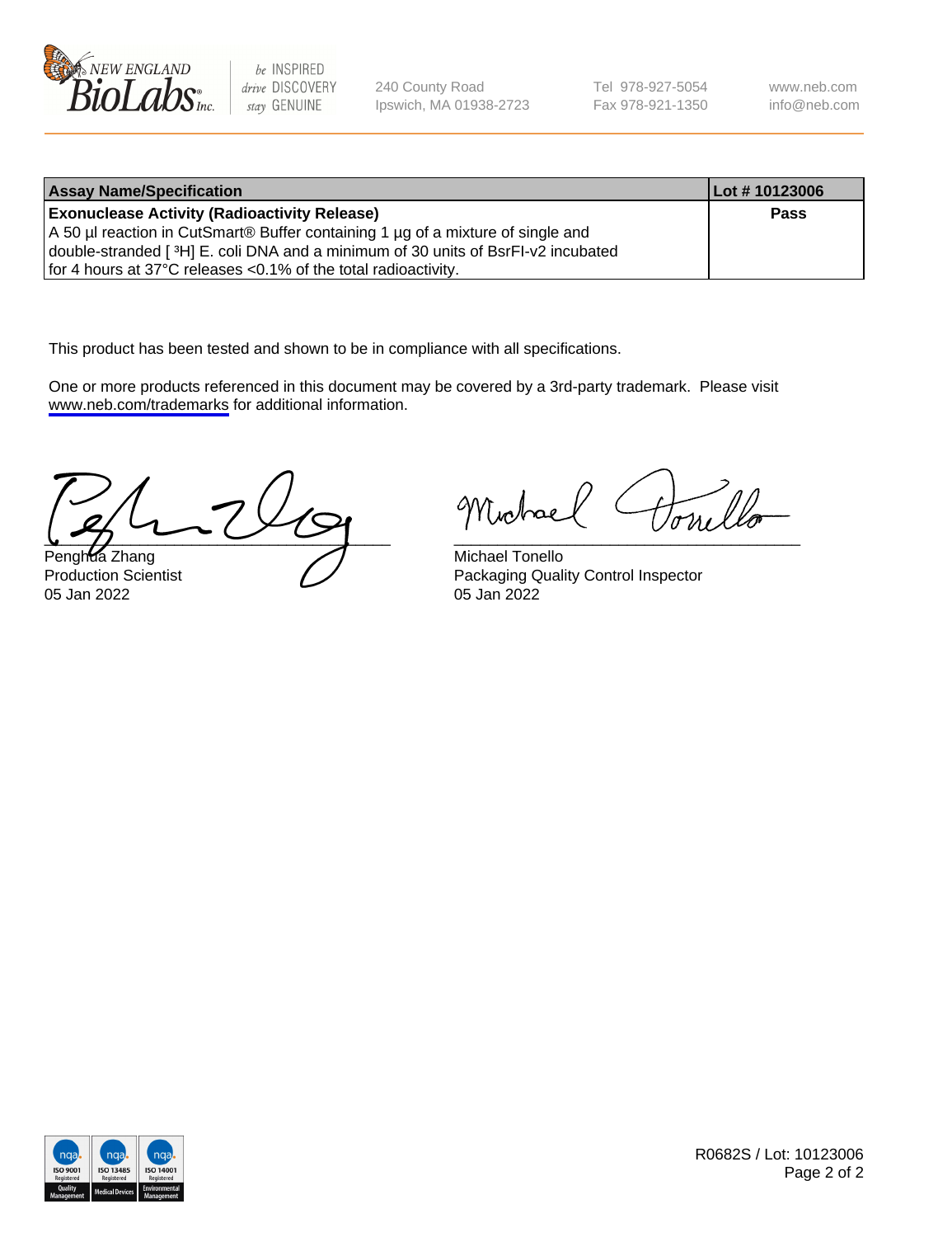240 County Road
Ipswich, MA 01938-2723

Tel 978-927-5054
Fax 978-921-1350

www.neb.com
info@neb.com

| Assay Name/Specification | Lot # 10123006 |
|---|---|
| **Exonuclease Activity (Radioactivity Release)**<br>A 50 µl reaction in CutSmart® Buffer containing 1 µg of a mixture of single and double-stranded [ $^3$H] E. coli DNA and a minimum of 30 units of BsrFI-v2 incubated for 4 hours at 37°C releases <0.1% of the total radioactivity. | **Pass** |

This product has been tested and shown to be in compliance with all specifications.

One or more products referenced in this document may be covered by a 3rd-party trademark. Please visit www.neb.com/trademarks for additional information.

Penghua Zhang
Production Scientist
05 Jan 2022

Michael Tonello
Packaging Quality Control Inspector
05 Jan 2022

R0682S / Lot: 10123006